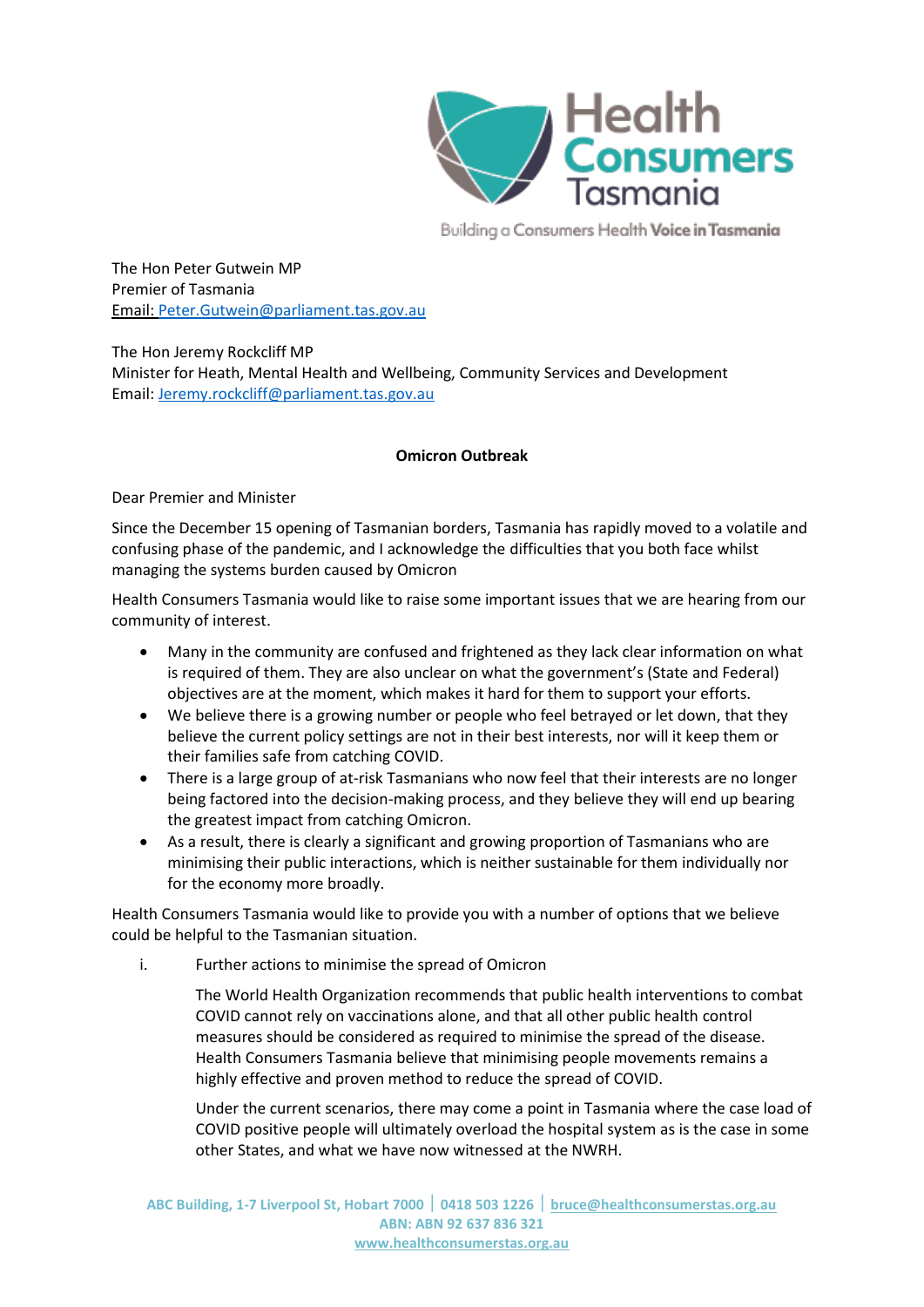Health Consumers Tasmania

Building a Consumers Health Voice in Tasmania

The Hon Peter Gutwein MP
Premier of Tasmania
Email: Peter.Gutwein@parliament.tas.gov.au

The Hon Jeremy Rockcliff MP
Minister for Heath, Mental Health and Wellbeing, Community Services and Development
Email: Jeremy.rockcliff@parliament.tas.gov.au

**Omicron Outbreak**

Dear Premier and Minister

Since the December 15 opening of Tasmanian borders, Tasmania has rapidly moved to a volatile and confusing phase of the pandemic, and I acknowledge the difficulties that you both face whilst managing the systems burden caused by Omicron

Health Consumers Tasmania would like to raise some important issues that we are hearing from our community of interest.

- Many in the community are confused and frightened as they lack clear information on what is required of them. They are also unclear on what the government's (State and Federal) objectives are at the moment, which makes it hard for them to support your efforts.
- We believe there is a growing number or people who feel betrayed or let down, that they believe the current policy settings are not in their best interests, nor will it keep them or their families safe from catching COVID.
- There is a large group of at-risk Tasmanians who now feel that their interests are no longer being factored into the decision-making process, and they believe they will end up bearing the greatest impact from catching Omicron.
- As a result, there is clearly a significant and growing proportion of Tasmanians who are minimising their public interactions, which is neither sustainable for them individually nor for the economy more broadly.

Health Consumers Tasmania would like to provide you with a number of options that we believe could be helpful to the Tasmanian situation.

i. Further actions to minimise the spread of Omicron

   The World Health Organization recommends that public health interventions to combat COVID cannot rely on vaccinations alone, and that all other public health control measures should be considered as required to minimise the spread of the disease. Health Consumers Tasmania believe that minimising people movements remains a highly effective and proven method to reduce the spread of COVID.

   Under the current scenarios, there may come a point in Tasmania where the case load of COVID positive people will ultimately overload the hospital system as is the case in some other States, and what we have now witnessed at the NWRH.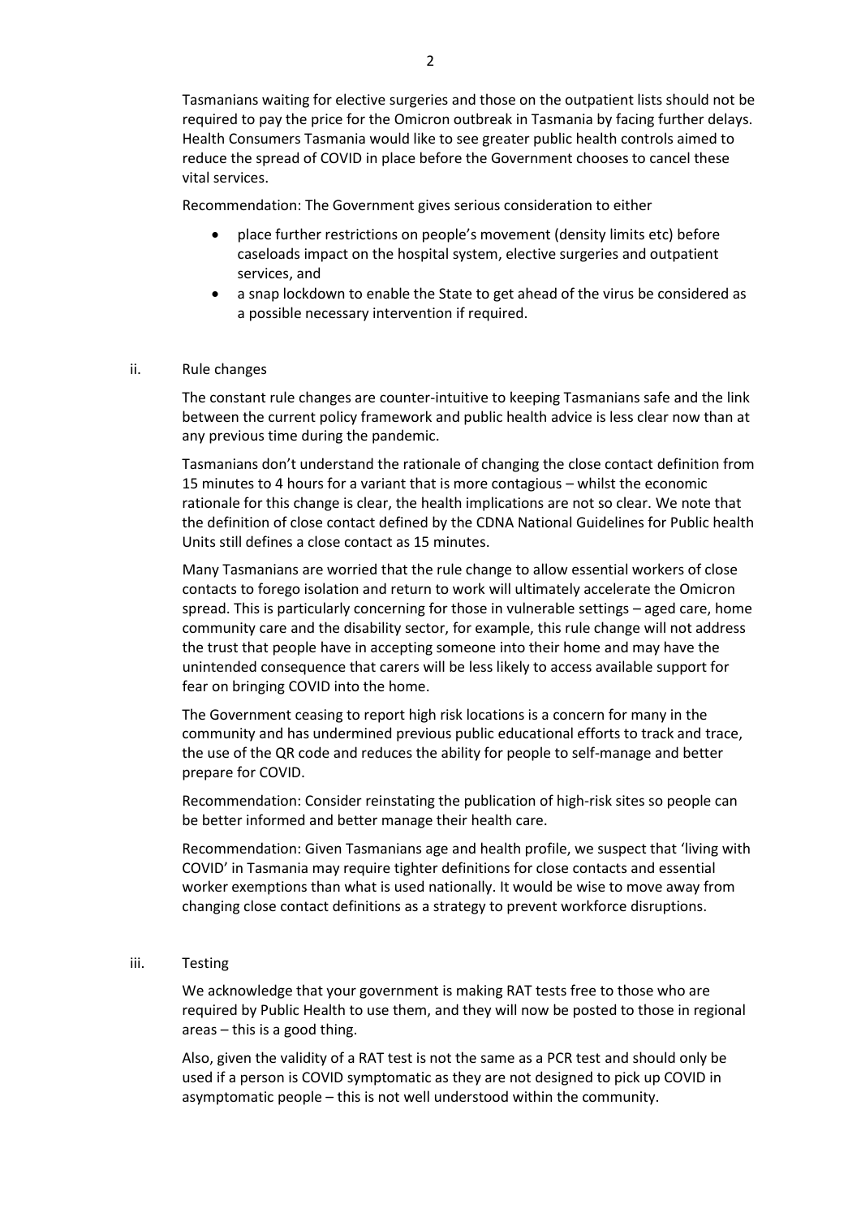Tasmanians waiting for elective surgeries and those on the outpatient lists should not be required to pay the price for the Omicron outbreak in Tasmania by facing further delays. Health Consumers Tasmania would like to see greater public health controls aimed to reduce the spread of COVID in place before the Government chooses to cancel these vital services.

Recommendation: The Government gives serious consideration to either

- place further restrictions on people's movement (density limits etc) before caseloads impact on the hospital system, elective surgeries and outpatient services, and
- a snap lockdown to enable the State to get ahead of the virus be considered as a possible necessary intervention if required.

ii. Rule changes

The constant rule changes are counter-intuitive to keeping Tasmanians safe and the link between the current policy framework and public health advice is less clear now than at any previous time during the pandemic.

Tasmanians don't understand the rationale of changing the close contact definition from 15 minutes to 4 hours for a variant that is more contagious – whilst the economic rationale for this change is clear, the health implications are not so clear. We note that the definition of close contact defined by the CDNA National Guidelines for Public health Units still defines a close contact as 15 minutes.

Many Tasmanians are worried that the rule change to allow essential workers of close contacts to forego isolation and return to work will ultimately accelerate the Omicron spread. This is particularly concerning for those in vulnerable settings – aged care, home community care and the disability sector, for example, this rule change will not address the trust that people have in accepting someone into their home and may have the unintended consequence that carers will be less likely to access available support for fear on bringing COVID into the home.

The Government ceasing to report high risk locations is a concern for many in the community and has undermined previous public educational efforts to track and trace, the use of the QR code and reduces the ability for people to self-manage and better prepare for COVID.

Recommendation: Consider reinstating the publication of high-risk sites so people can be better informed and better manage their health care.

Recommendation: Given Tasmanians age and health profile, we suspect that 'living with COVID' in Tasmania may require tighter definitions for close contacts and essential worker exemptions than what is used nationally. It would be wise to move away from changing close contact definitions as a strategy to prevent workforce disruptions.

iii. Testing

We acknowledge that your government is making RAT tests free to those who are required by Public Health to use them, and they will now be posted to those in regional areas – this is a good thing.

Also, given the validity of a RAT test is not the same as a PCR test and should only be used if a person is COVID symptomatic as they are not designed to pick up COVID in asymptomatic people – this is not well understood within the community.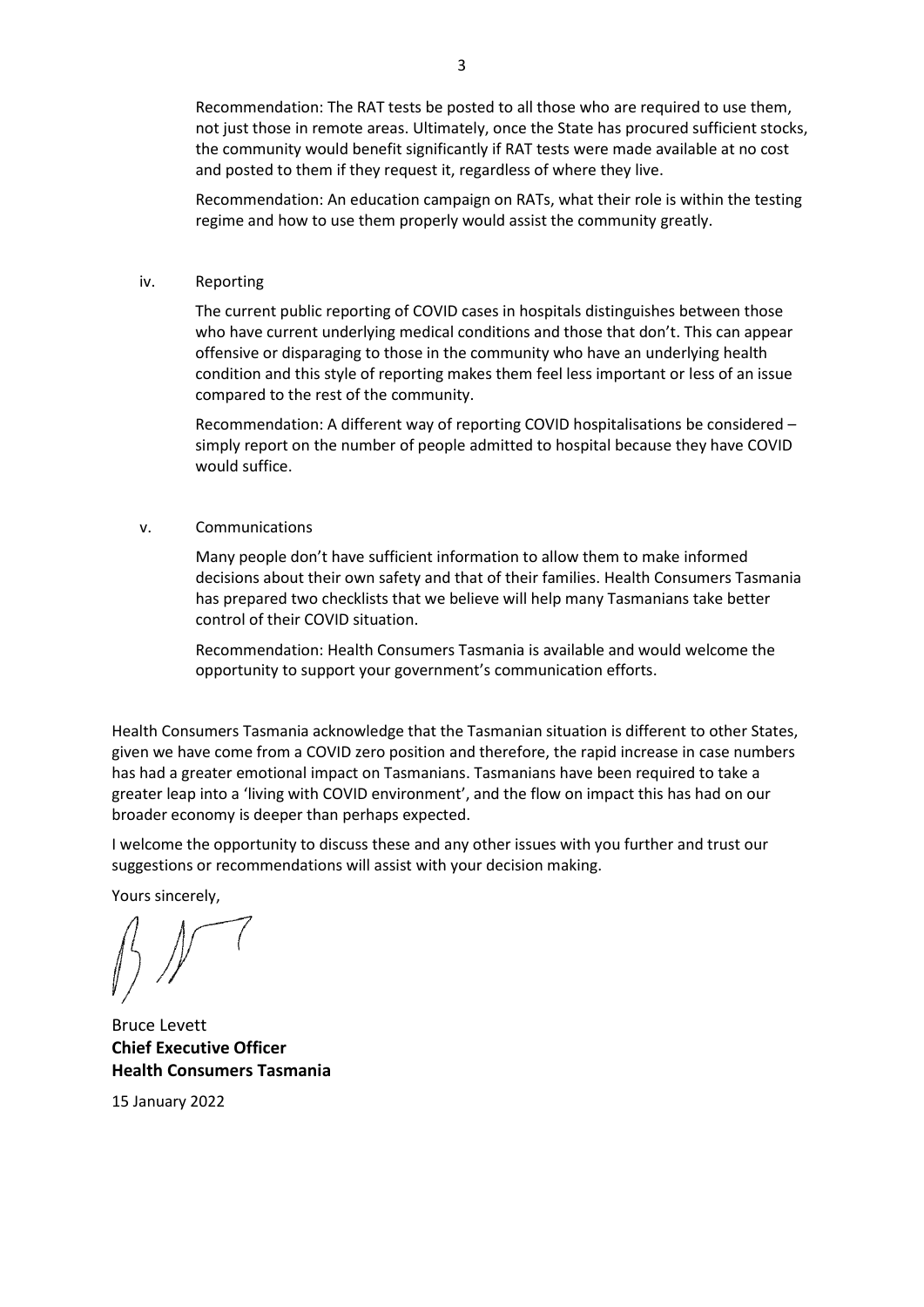Recommendation: The RAT tests be posted to all those who are required to use them, not just those in remote areas. Ultimately, once the State has procured sufficient stocks, the community would benefit significantly if RAT tests were made available at no cost and posted to them if they request it, regardless of where they live.

Recommendation: An education campaign on RATs, what their role is within the testing regime and how to use them properly would assist the community greatly.

iv. Reporting

The current public reporting of COVID cases in hospitals distinguishes between those who have current underlying medical conditions and those that don't. This can appear offensive or disparaging to those in the community who have an underlying health condition and this style of reporting makes them feel less important or less of an issue compared to the rest of the community.

Recommendation: A different way of reporting COVID hospitalisations be considered – simply report on the number of people admitted to hospital because they have COVID would suffice.

v. Communications

Many people don't have sufficient information to allow them to make informed decisions about their own safety and that of their families. Health Consumers Tasmania has prepared two checklists that we believe will help many Tasmanians take better control of their COVID situation.

Recommendation: Health Consumers Tasmania is available and would welcome the opportunity to support your government's communication efforts.

Health Consumers Tasmania acknowledge that the Tasmanian situation is different to other States, given we have come from a COVID zero position and therefore, the rapid increase in case numbers has had a greater emotional impact on Tasmanians. Tasmanians have been required to take a greater leap into a 'living with COVID environment', and the flow on impact this has had on our broader economy is deeper than perhaps expected.

I welcome the opportunity to discuss these and any other issues with you further and trust our suggestions or recommendations will assist with your decision making.

Yours sincerely,

Bruce Levett
**Chief Executive Officer**
**Health Consumers Tasmania**

15 January 2022